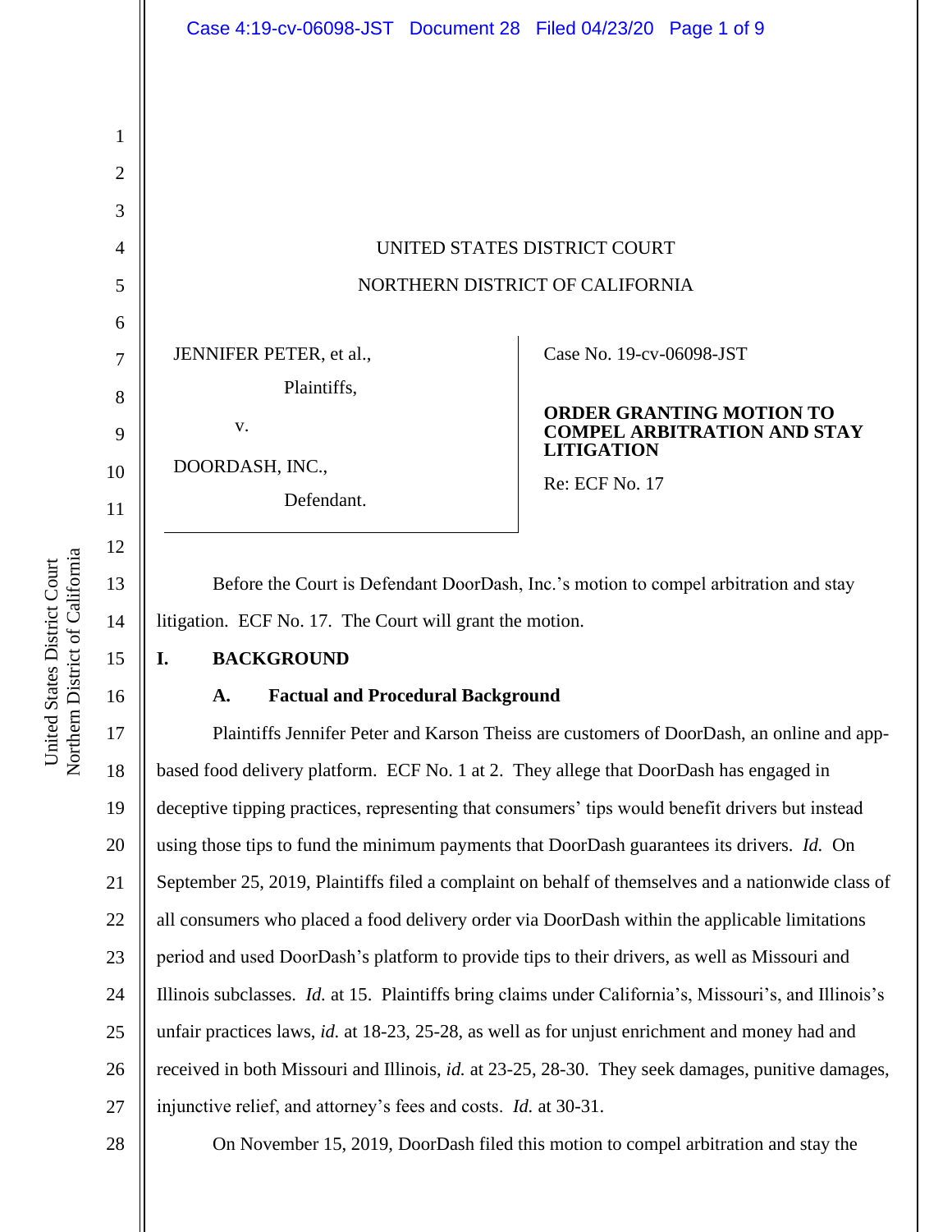UNITED STATES DISTRICT COURT

NORTHERN DISTRICT OF CALIFORNIA

JENNIFER PETER, et al.,

Plaintiffs,

v.

DOORDASH, INC.,

Defendant.

Case No. 19-cv-06098-JST

**ORDER GRANTING MOTION TO COMPEL ARBITRATION AND STAY LITIGATION**

Re: ECF No. 17

Before the Court is Defendant DoorDash, Inc.'s motion to compel arbitration and stay litigation. ECF No. 17. The Court will grant the motion.

## I. BACKGROUND

### A. Factual and Procedural Background

Plaintiffs Jennifer Peter and Karson Theiss are customers of DoorDash, an online and app-based food delivery platform. ECF No. 1 at 2. They allege that DoorDash has engaged in deceptive tipping practices, representing that consumers' tips would benefit drivers but instead using those tips to fund the minimum payments that DoorDash guarantees its drivers. *Id.* On September 25, 2019, Plaintiffs filed a complaint on behalf of themselves and a nationwide class of all consumers who placed a food delivery order via DoorDash within the applicable limitations period and used DoorDash's platform to provide tips to their drivers, as well as Missouri and Illinois subclasses. *Id.* at 15. Plaintiffs bring claims under California's, Missouri's, and Illinois's unfair practices laws, *id.* at 18-23, 25-28, as well as for unjust enrichment and money had and received in both Missouri and Illinois, *id.* at 23-25, 28-30. They seek damages, punitive damages, injunctive relief, and attorney's fees and costs. *Id.* at 30-31.

On November 15, 2019, DoorDash filed this motion to compel arbitration and stay the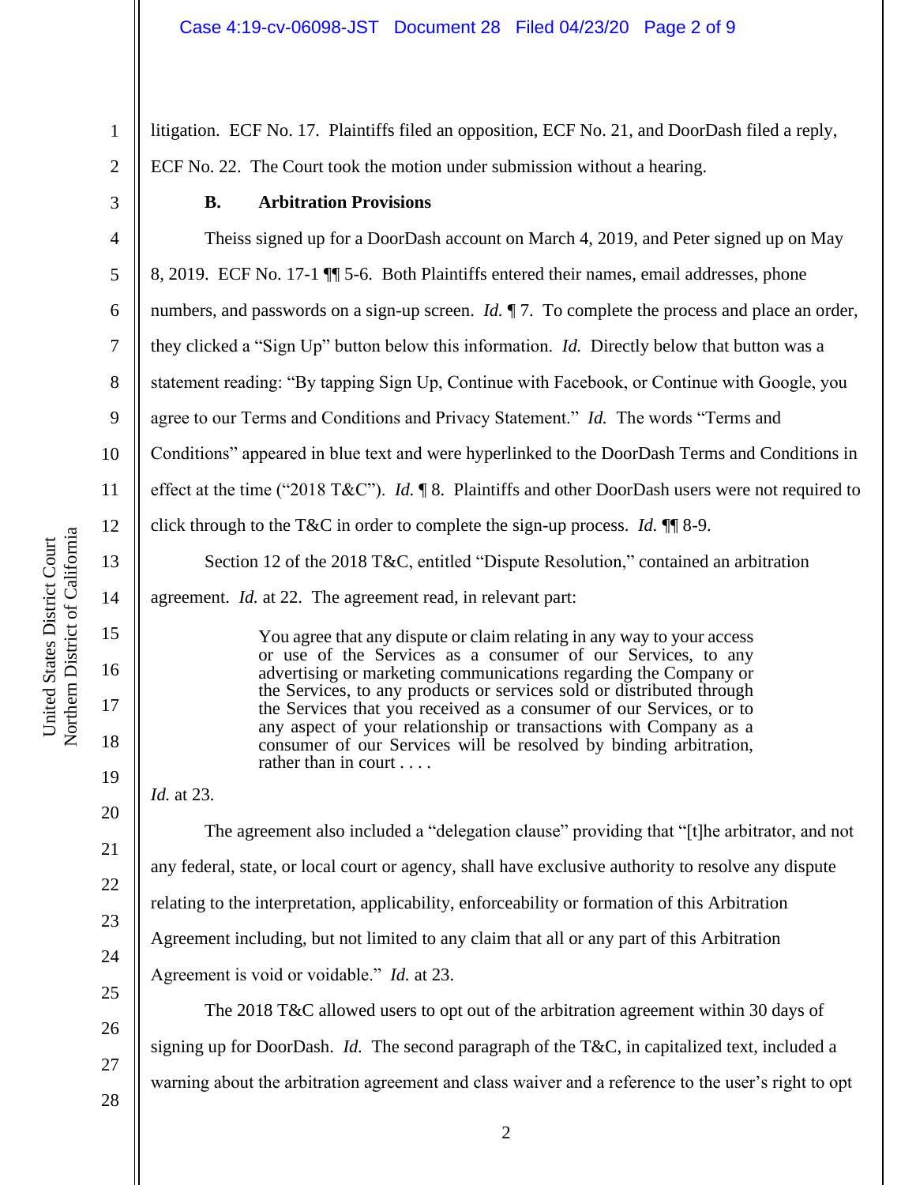litigation. ECF No. 17. Plaintiffs filed an opposition, ECF No. 21, and DoorDash filed a reply, ECF No. 22. The Court took the motion under submission without a hearing.

### B. Arbitration Provisions

Theiss signed up for a DoorDash account on March 4, 2019, and Peter signed up on May 8, 2019. ECF No. 17-1 ¶¶ 5-6. Both Plaintiffs entered their names, email addresses, phone numbers, and passwords on a sign-up screen. *Id.* ¶ 7. To complete the process and place an order, they clicked a "Sign Up" button below this information. *Id.* Directly below that button was a statement reading: "By tapping Sign Up, Continue with Facebook, or Continue with Google, you agree to our Terms and Conditions and Privacy Statement." *Id.* The words "Terms and Conditions" appeared in blue text and were hyperlinked to the DoorDash Terms and Conditions in effect at the time ("2018 T&C"). *Id.* ¶ 8. Plaintiffs and other DoorDash users were not required to click through to the T&C in order to complete the sign-up process. *Id.* ¶¶ 8-9.

Section 12 of the 2018 T&C, entitled "Dispute Resolution," contained an arbitration agreement. *Id.* at 22. The agreement read, in relevant part:

> You agree that any dispute or claim relating in any way to your access or use of the Services as a consumer of our Services, to any advertising or marketing communications regarding the Company or the Services, to any products or services sold or distributed through the Services that you received as a consumer of our Services, or to any aspect of your relationship or transactions with Company as a consumer of our Services will be resolved by binding arbitration, rather than in court . . . .

*Id.* at 23.

The agreement also included a "delegation clause" providing that "[t]he arbitrator, and not any federal, state, or local court or agency, shall have exclusive authority to resolve any dispute relating to the interpretation, applicability, enforceability or formation of this Arbitration Agreement including, but not limited to any claim that all or any part of this Arbitration Agreement is void or voidable." *Id.* at 23.

The 2018 T&C allowed users to opt out of the arbitration agreement within 30 days of signing up for DoorDash. *Id.* The second paragraph of the T&C, in capitalized text, included a warning about the arbitration agreement and class waiver and a reference to the user's right to opt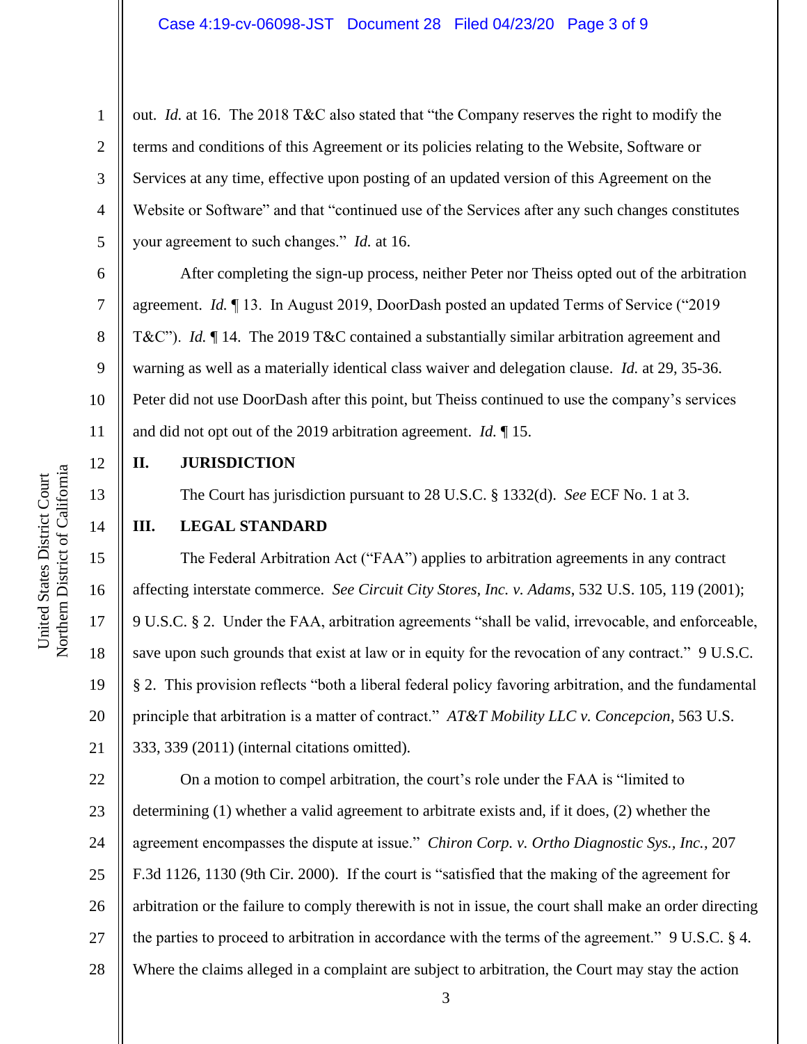out. *Id.* at 16. The 2018 T&C also stated that "the Company reserves the right to modify the terms and conditions of this Agreement or its policies relating to the Website, Software or Services at any time, effective upon posting of an updated version of this Agreement on the Website or Software" and that "continued use of the Services after any such changes constitutes your agreement to such changes." *Id.* at 16.

After completing the sign-up process, neither Peter nor Theiss opted out of the arbitration agreement. *Id.* ¶ 13. In August 2019, DoorDash posted an updated Terms of Service ("2019 T&C"). *Id.* ¶ 14. The 2019 T&C contained a substantially similar arbitration agreement and warning as well as a materially identical class waiver and delegation clause. *Id.* at 29, 35-36. Peter did not use DoorDash after this point, but Theiss continued to use the company's services and did not opt out of the 2019 arbitration agreement. *Id.* ¶ 15.

## II. JURISDICTION

The Court has jurisdiction pursuant to 28 U.S.C. § 1332(d). *See* ECF No. 1 at 3.

## III. LEGAL STANDARD

The Federal Arbitration Act ("FAA") applies to arbitration agreements in any contract affecting interstate commerce. *See Circuit City Stores, Inc. v. Adams*, 532 U.S. 105, 119 (2001); 9 U.S.C. § 2. Under the FAA, arbitration agreements "shall be valid, irrevocable, and enforceable, save upon such grounds that exist at law or in equity for the revocation of any contract." 9 U.S.C. § 2. This provision reflects "both a liberal federal policy favoring arbitration, and the fundamental principle that arbitration is a matter of contract." *AT&T Mobility LLC v. Concepcion*, 563 U.S. 333, 339 (2011) (internal citations omitted).

On a motion to compel arbitration, the court's role under the FAA is "limited to determining (1) whether a valid agreement to arbitrate exists and, if it does, (2) whether the agreement encompasses the dispute at issue." *Chiron Corp. v. Ortho Diagnostic Sys., Inc.*, 207 F.3d 1126, 1130 (9th Cir. 2000). If the court is "satisfied that the making of the agreement for arbitration or the failure to comply therewith is not in issue, the court shall make an order directing the parties to proceed to arbitration in accordance with the terms of the agreement." 9 U.S.C. § 4. Where the claims alleged in a complaint are subject to arbitration, the Court may stay the action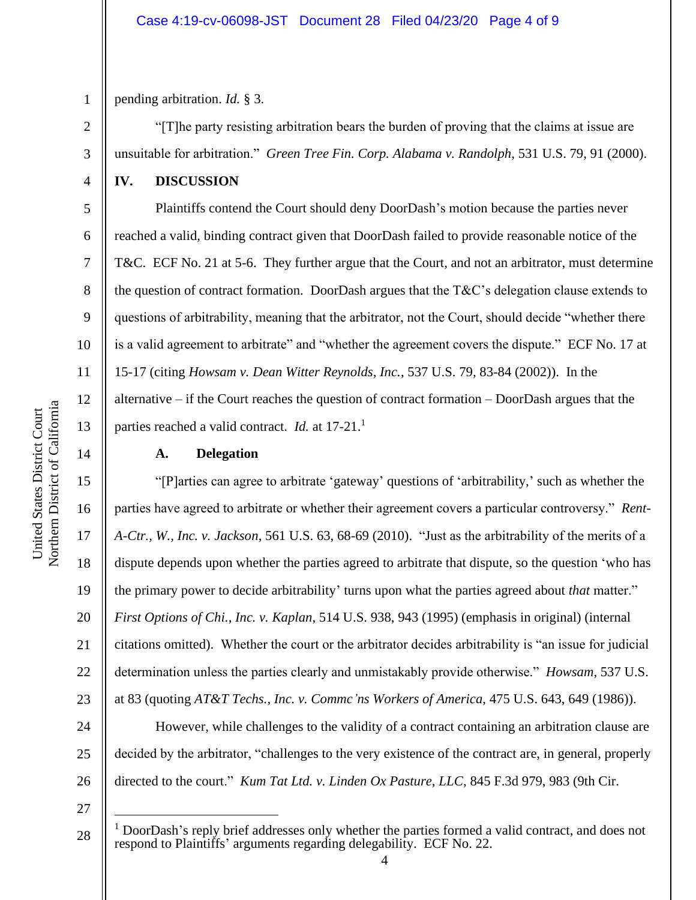pending arbitration. *Id.* § 3.

"[T]he party resisting arbitration bears the burden of proving that the claims at issue are unsuitable for arbitration." *Green Tree Fin. Corp. Alabama v. Randolph*, 531 U.S. 79, 91 (2000).

## IV. DISCUSSION

Plaintiffs contend the Court should deny DoorDash's motion because the parties never reached a valid, binding contract given that DoorDash failed to provide reasonable notice of the T&C. ECF No. 21 at 5-6. They further argue that the Court, and not an arbitrator, must determine the question of contract formation. DoorDash argues that the T&C's delegation clause extends to questions of arbitrability, meaning that the arbitrator, not the Court, should decide "whether there is a valid agreement to arbitrate" and "whether the agreement covers the dispute." ECF No. 17 at 15-17 (citing *Howsam v. Dean Witter Reynolds, Inc.*, 537 U.S. 79, 83-84 (2002)). In the alternative – if the Court reaches the question of contract formation – DoorDash argues that the parties reached a valid contract. *Id.* at 17-21.[1]

### A. Delegation

"[P]arties can agree to arbitrate 'gateway' questions of 'arbitrability,' such as whether the parties have agreed to arbitrate or whether their agreement covers a particular controversy." *Rent-A-Ctr., W., Inc. v. Jackson*, 561 U.S. 63, 68-69 (2010). "Just as the arbitrability of the merits of a dispute depends upon whether the parties agreed to arbitrate that dispute, so the question 'who has the primary power to decide arbitrability' turns upon what the parties agreed about *that* matter." *First Options of Chi., Inc. v. Kaplan*, 514 U.S. 938, 943 (1995) (emphasis in original) (internal citations omitted). Whether the court or the arbitrator decides arbitrability is "an issue for judicial determination unless the parties clearly and unmistakably provide otherwise." *Howsam*, 537 U.S. at 83 (quoting *AT&T Techs., Inc. v. Commc'ns Workers of America*, 475 U.S. 643, 649 (1986)).

However, while challenges to the validity of a contract containing an arbitration clause are decided by the arbitrator, "challenges to the very existence of the contract are, in general, properly directed to the court." *Kum Tat Ltd. v. Linden Ox Pasture, LLC*, 845 F.3d 979, 983 (9th Cir.

---

[1] DoorDash's reply brief addresses only whether the parties formed a valid contract, and does not respond to Plaintiffs' arguments regarding delegability. ECF No. 22.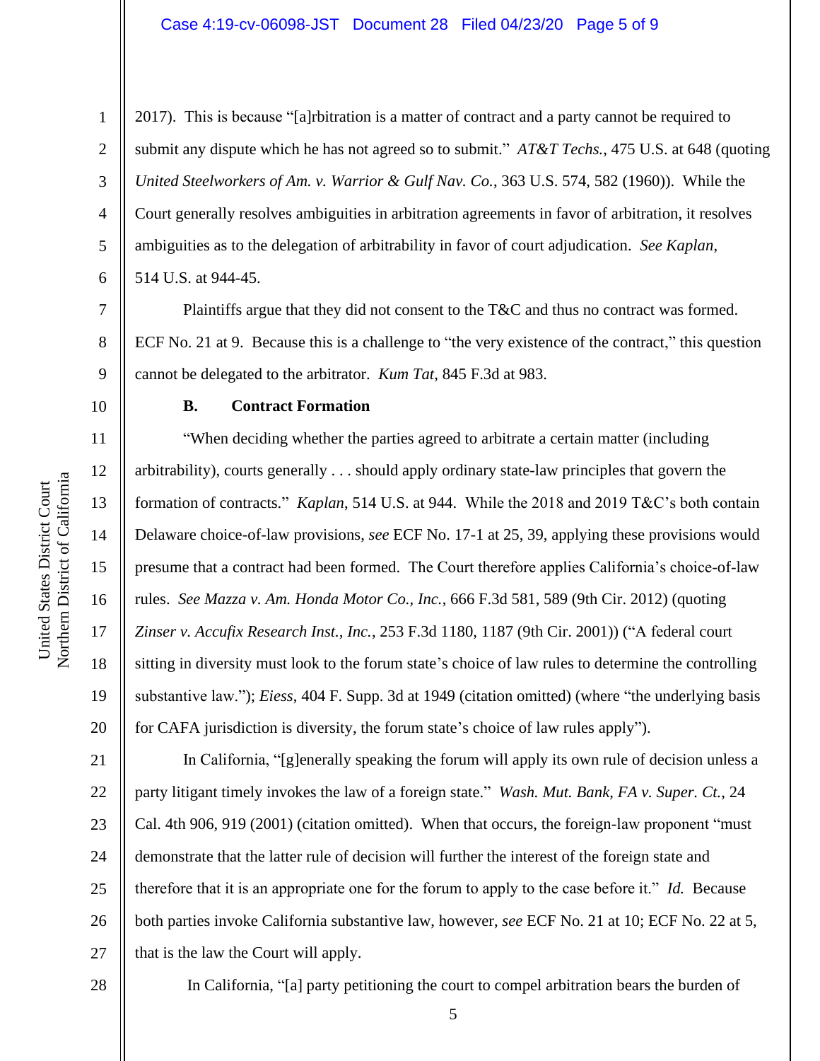2017). This is because "[a]rbitration is a matter of contract and a party cannot be required to submit any dispute which he has not agreed so to submit." *AT&T Techs.*, 475 U.S. at 648 (quoting *United Steelworkers of Am. v. Warrior & Gulf Nav. Co.*, 363 U.S. 574, 582 (1960)). While the Court generally resolves ambiguities in arbitration agreements in favor of arbitration, it resolves ambiguities as to the delegation of arbitrability in favor of court adjudication. *See Kaplan*, 514 U.S. at 944-45.

Plaintiffs argue that they did not consent to the T&C and thus no contract was formed. ECF No. 21 at 9. Because this is a challenge to "the very existence of the contract," this question cannot be delegated to the arbitrator. *Kum Tat*, 845 F.3d at 983.

### B. Contract Formation

"When deciding whether the parties agreed to arbitrate a certain matter (including arbitrability), courts generally . . . should apply ordinary state-law principles that govern the formation of contracts." *Kaplan*, 514 U.S. at 944. While the 2018 and 2019 T&C's both contain Delaware choice-of-law provisions, *see* ECF No. 17-1 at 25, 39, applying these provisions would presume that a contract had been formed. The Court therefore applies California's choice-of-law rules. *See Mazza v. Am. Honda Motor Co., Inc.*, 666 F.3d 581, 589 (9th Cir. 2012) (quoting *Zinser v. Accufix Research Inst., Inc.*, 253 F.3d 1180, 1187 (9th Cir. 2001)) ("A federal court sitting in diversity must look to the forum state's choice of law rules to determine the controlling substantive law."); *Eiess*, 404 F. Supp. 3d at 1949 (citation omitted) (where "the underlying basis for CAFA jurisdiction is diversity, the forum state's choice of law rules apply").

In California, "[g]enerally speaking the forum will apply its own rule of decision unless a party litigant timely invokes the law of a foreign state." *Wash. Mut. Bank, FA v. Super. Ct.*, 24 Cal. 4th 906, 919 (2001) (citation omitted). When that occurs, the foreign-law proponent "must demonstrate that the latter rule of decision will further the interest of the foreign state and therefore that it is an appropriate one for the forum to apply to the case before it." *Id.* Because both parties invoke California substantive law, however, *see* ECF No. 21 at 10; ECF No. 22 at 5, that is the law the Court will apply.

In California, "[a] party petitioning the court to compel arbitration bears the burden of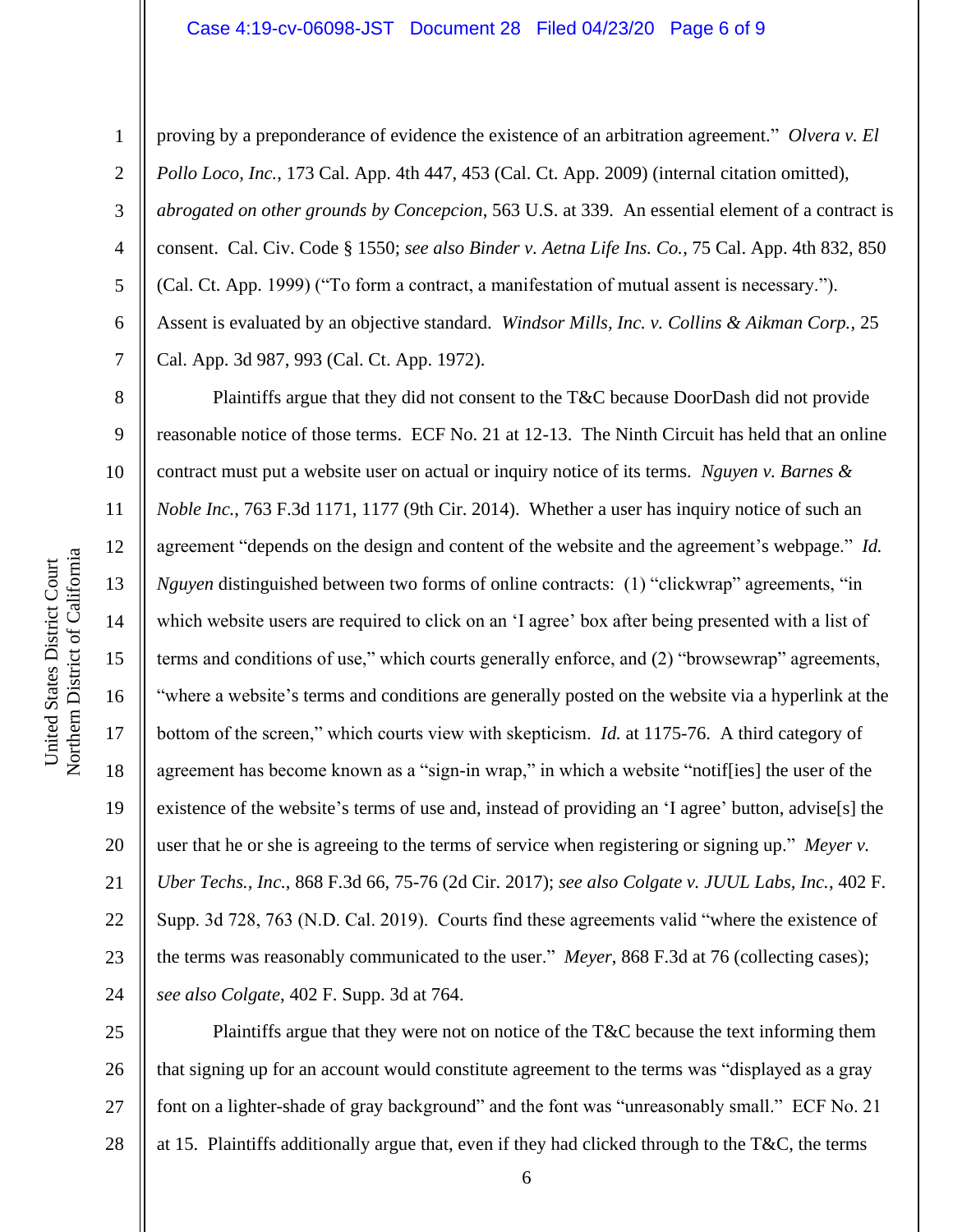proving by a preponderance of evidence the existence of an arbitration agreement." *Olvera v. El Pollo Loco, Inc.*, 173 Cal. App. 4th 447, 453 (Cal. Ct. App. 2009) (internal citation omitted), *abrogated on other grounds by Concepcion*, 563 U.S. at 339. An essential element of a contract is consent. Cal. Civ. Code § 1550; *see also Binder v. Aetna Life Ins. Co.*, 75 Cal. App. 4th 832, 850 (Cal. Ct. App. 1999) ("To form a contract, a manifestation of mutual assent is necessary."). Assent is evaluated by an objective standard. *Windsor Mills, Inc. v. Collins & Aikman Corp.*, 25 Cal. App. 3d 987, 993 (Cal. Ct. App. 1972).

Plaintiffs argue that they did not consent to the T&C because DoorDash did not provide reasonable notice of those terms. ECF No. 21 at 12-13. The Ninth Circuit has held that an online contract must put a website user on actual or inquiry notice of its terms. *Nguyen v. Barnes & Noble Inc.*, 763 F.3d 1171, 1177 (9th Cir. 2014). Whether a user has inquiry notice of such an agreement "depends on the design and content of the website and the agreement's webpage." *Id. Nguyen* distinguished between two forms of online contracts: (1) "clickwrap" agreements, "in which website users are required to click on an 'I agree' box after being presented with a list of terms and conditions of use," which courts generally enforce, and (2) "browsewrap" agreements, "where a website's terms and conditions are generally posted on the website via a hyperlink at the bottom of the screen," which courts view with skepticism. *Id.* at 1175-76. A third category of agreement has become known as a "sign-in wrap," in which a website "notif[ies] the user of the existence of the website's terms of use and, instead of providing an 'I agree' button, advise[s] the user that he or she is agreeing to the terms of service when registering or signing up." *Meyer v. Uber Techs., Inc.*, 868 F.3d 66, 75-76 (2d Cir. 2017); *see also Colgate v. JUUL Labs, Inc.*, 402 F. Supp. 3d 728, 763 (N.D. Cal. 2019). Courts find these agreements valid "where the existence of the terms was reasonably communicated to the user." *Meyer*, 868 F.3d at 76 (collecting cases); *see also Colgate*, 402 F. Supp. 3d at 764.

Plaintiffs argue that they were not on notice of the T&C because the text informing them that signing up for an account would constitute agreement to the terms was "displayed as a gray font on a lighter-shade of gray background" and the font was "unreasonably small." ECF No. 21 at 15. Plaintiffs additionally argue that, even if they had clicked through to the T&C, the terms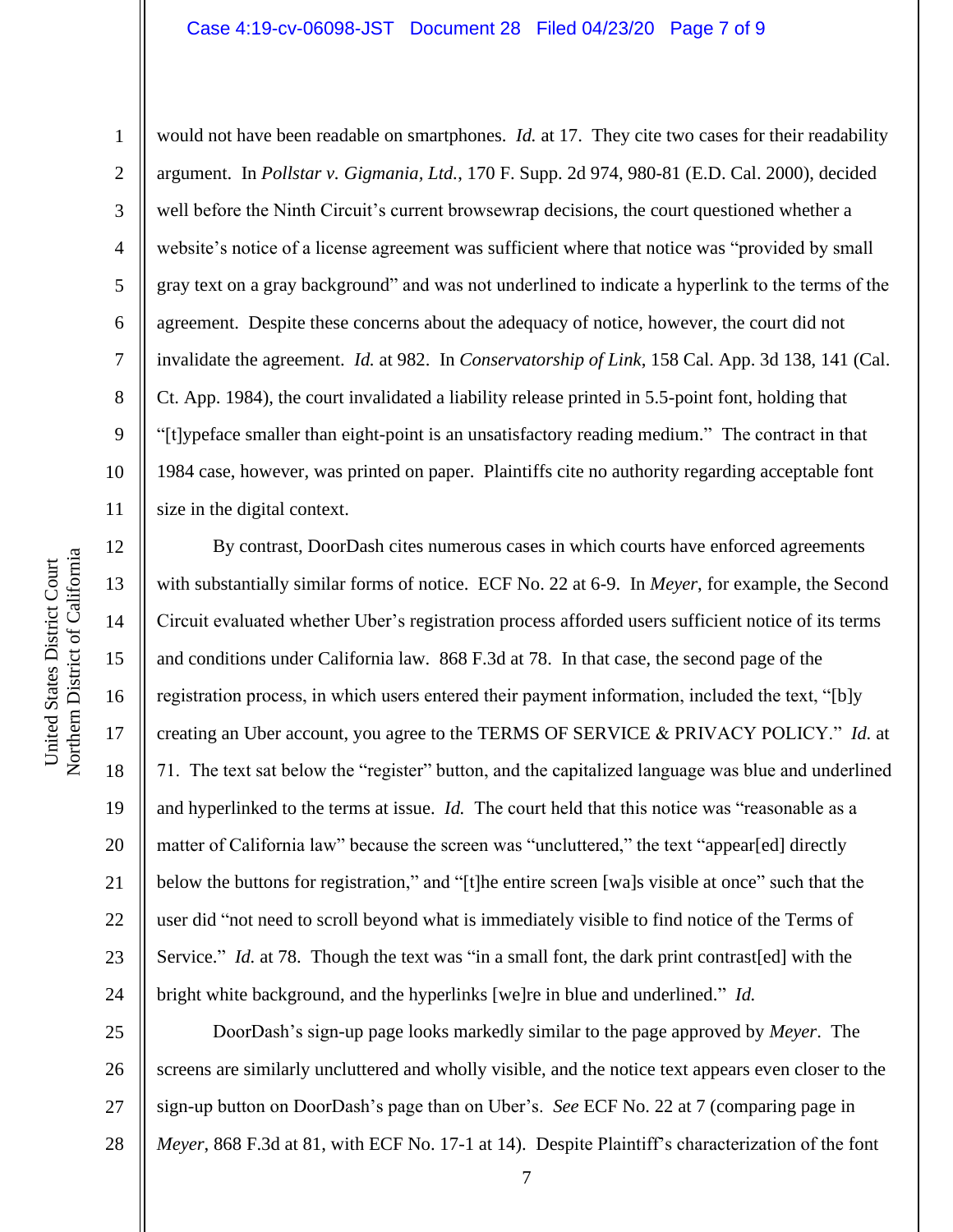would not have been readable on smartphones. *Id.* at 17. They cite two cases for their readability argument. In *Pollstar v. Gigmania, Ltd.*, 170 F. Supp. 2d 974, 980-81 (E.D. Cal. 2000), decided well before the Ninth Circuit's current browsewrap decisions, the court questioned whether a website's notice of a license agreement was sufficient where that notice was "provided by small gray text on a gray background" and was not underlined to indicate a hyperlink to the terms of the agreement. Despite these concerns about the adequacy of notice, however, the court did not invalidate the agreement. *Id.* at 982. In *Conservatorship of Link*, 158 Cal. App. 3d 138, 141 (Cal. Ct. App. 1984), the court invalidated a liability release printed in 5.5-point font, holding that "[t]ypeface smaller than eight-point is an unsatisfactory reading medium." The contract in that 1984 case, however, was printed on paper. Plaintiffs cite no authority regarding acceptable font size in the digital context.

By contrast, DoorDash cites numerous cases in which courts have enforced agreements with substantially similar forms of notice. ECF No. 22 at 6-9. In *Meyer*, for example, the Second Circuit evaluated whether Uber's registration process afforded users sufficient notice of its terms and conditions under California law. 868 F.3d at 78. In that case, the second page of the registration process, in which users entered their payment information, included the text, "[b]y creating an Uber account, you agree to the TERMS OF SERVICE & PRIVACY POLICY." *Id.* at 71. The text sat below the "register" button, and the capitalized language was blue and underlined and hyperlinked to the terms at issue. *Id.* The court held that this notice was "reasonable as a matter of California law" because the screen was "uncluttered," the text "appear[ed] directly below the buttons for registration," and "[t]he entire screen [wa]s visible at once" such that the user did "not need to scroll beyond what is immediately visible to find notice of the Terms of Service." *Id.* at 78. Though the text was "in a small font, the dark print contrast[ed] with the bright white background, and the hyperlinks [we]re in blue and underlined." *Id.*

DoorDash's sign-up page looks markedly similar to the page approved by *Meyer*. The screens are similarly uncluttered and wholly visible, and the notice text appears even closer to the sign-up button on DoorDash's page than on Uber's. *See* ECF No. 22 at 7 (comparing page in *Meyer*, 868 F.3d at 81, with ECF No. 17-1 at 14). Despite Plaintiff's characterization of the font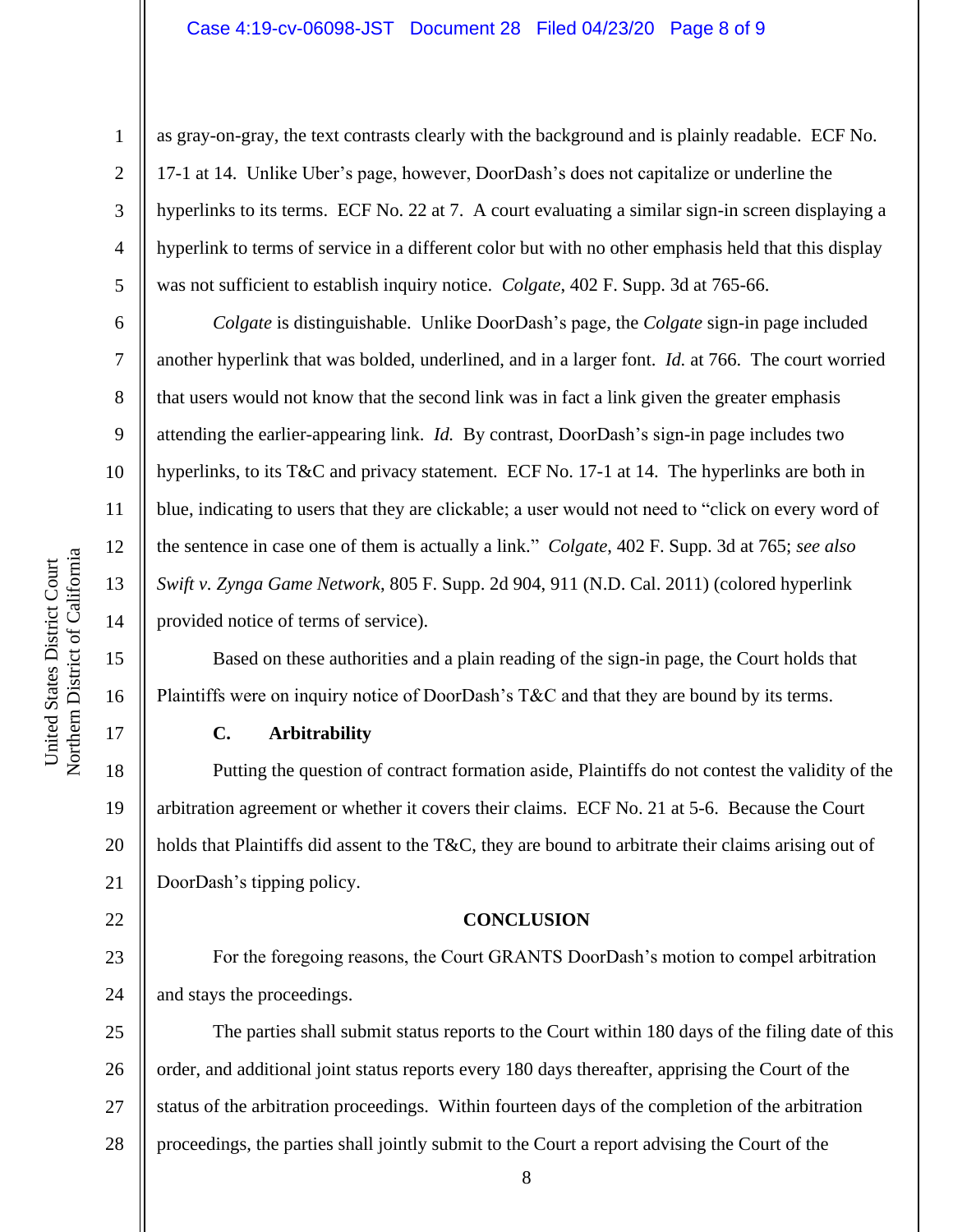as gray-on-gray, the text contrasts clearly with the background and is plainly readable. ECF No. 17-1 at 14. Unlike Uber's page, however, DoorDash's does not capitalize or underline the hyperlinks to its terms. ECF No. 22 at 7. A court evaluating a similar sign-in screen displaying a hyperlink to terms of service in a different color but with no other emphasis held that this display was not sufficient to establish inquiry notice. *Colgate*, 402 F. Supp. 3d at 765-66.

*Colgate* is distinguishable. Unlike DoorDash's page, the *Colgate* sign-in page included another hyperlink that was bolded, underlined, and in a larger font. *Id.* at 766. The court worried that users would not know that the second link was in fact a link given the greater emphasis attending the earlier-appearing link. *Id.* By contrast, DoorDash's sign-in page includes two hyperlinks, to its T&C and privacy statement. ECF No. 17-1 at 14. The hyperlinks are both in blue, indicating to users that they are clickable; a user would not need to "click on every word of the sentence in case one of them is actually a link." *Colgate*, 402 F. Supp. 3d at 765; *see also Swift v. Zynga Game Network*, 805 F. Supp. 2d 904, 911 (N.D. Cal. 2011) (colored hyperlink provided notice of terms of service).

Based on these authorities and a plain reading of the sign-in page, the Court holds that Plaintiffs were on inquiry notice of DoorDash's T&C and that they are bound by its terms.

### C. Arbitrability

Putting the question of contract formation aside, Plaintiffs do not contest the validity of the arbitration agreement or whether it covers their claims. ECF No. 21 at 5-6. Because the Court holds that Plaintiffs did assent to the T&C, they are bound to arbitrate their claims arising out of DoorDash's tipping policy.

## CONCLUSION

For the foregoing reasons, the Court GRANTS DoorDash's motion to compel arbitration and stays the proceedings.

The parties shall submit status reports to the Court within 180 days of the filing date of this order, and additional joint status reports every 180 days thereafter, apprising the Court of the status of the arbitration proceedings. Within fourteen days of the completion of the arbitration proceedings, the parties shall jointly submit to the Court a report advising the Court of the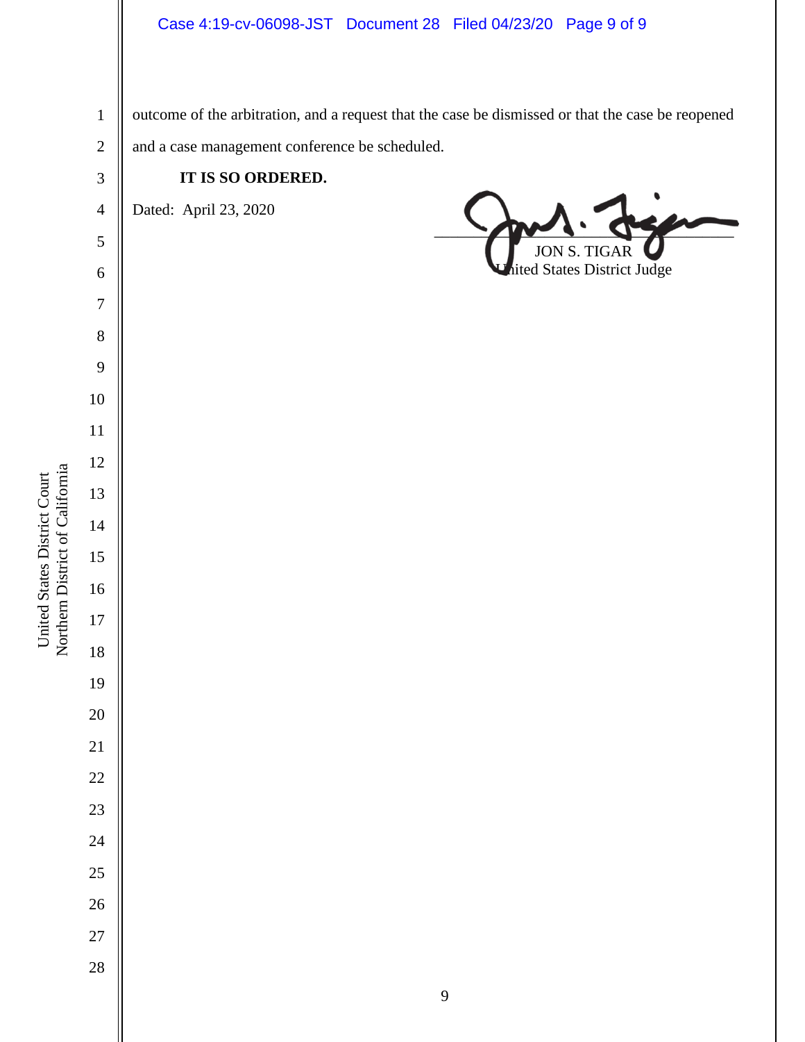outcome of the arbitration, and a request that the case be dismissed or that the case be reopened and a case management conference be scheduled.

**IT IS SO ORDERED.**

Dated: April 23, 2020

JON S. TIGAR
United States District Judge